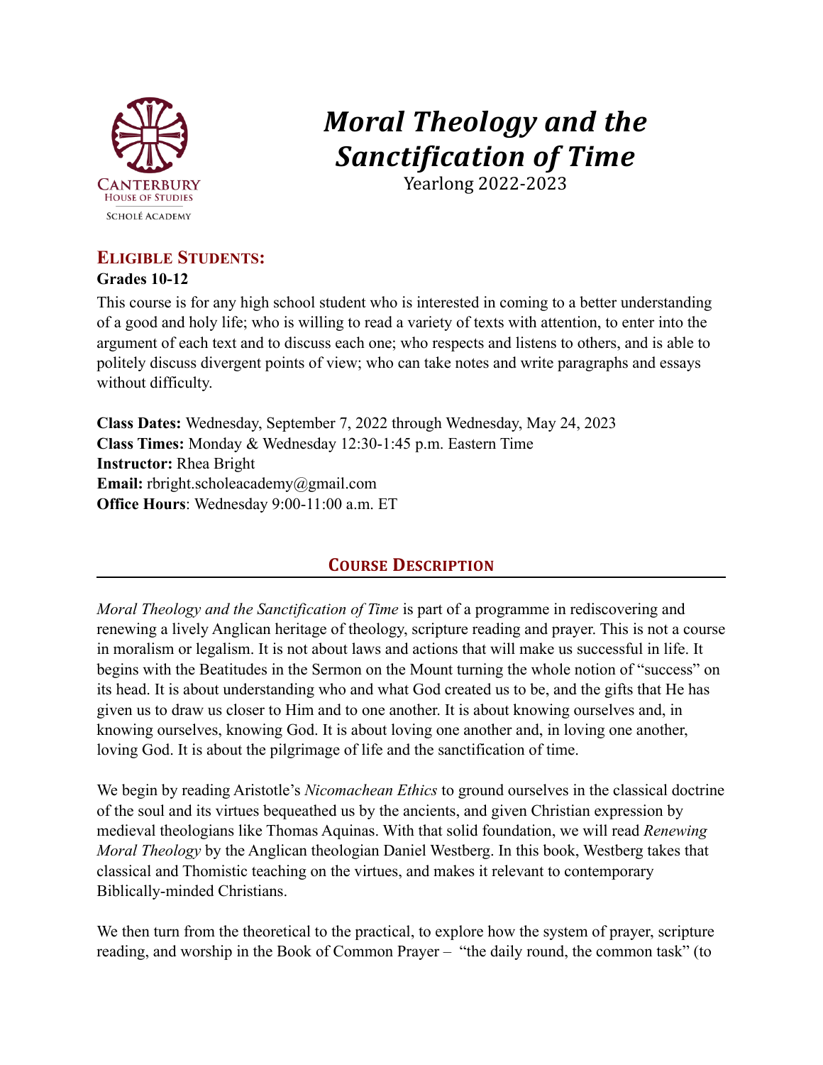CANTERBURY
HOUSE OF STUDIES
SCHOLÉ ACADEMY

# *Moral Theology and the Sanctification of Time*

Yearlong 2022-2023

## Eligible Students:

**Grades 10-12**

This course is for any high school student who is interested in coming to a better understanding of a good and holy life; who is willing to read a variety of texts with attention, to enter into the argument of each text and to discuss each one; who respects and listens to others, and is able to politely discuss divergent points of view; who can take notes and write paragraphs and essays without difficulty.

**Class Dates:** Wednesday, September 7, 2022 through Wednesday, May 24, 2023
**Class Times:** Monday & Wednesday 12:30-1:45 p.m. Eastern Time
**Instructor:** Rhea Bright
**Email:** rbright.scholeacademy@gmail.com
**Office Hours**: Wednesday 9:00-11:00 a.m. ET

## Course Description

*Moral Theology and the Sanctification of Time* is part of a programme in rediscovering and renewing a lively Anglican heritage of theology, scripture reading and prayer. This is not a course in moralism or legalism. It is not about laws and actions that will make us successful in life. It begins with the Beatitudes in the Sermon on the Mount turning the whole notion of "success" on its head. It is about understanding who and what God created us to be, and the gifts that He has given us to draw us closer to Him and to one another. It is about knowing ourselves and, in knowing ourselves, knowing God. It is about loving one another and, in loving one another, loving God. It is about the pilgrimage of life and the sanctification of time.

We begin by reading Aristotle's *Nicomachean Ethics* to ground ourselves in the classical doctrine of the soul and its virtues bequeathed us by the ancients, and given Christian expression by medieval theologians like Thomas Aquinas. With that solid foundation, we will read *Renewing Moral Theology* by the Anglican theologian Daniel Westberg. In this book, Westberg takes that classical and Thomistic teaching on the virtues, and makes it relevant to contemporary Biblically-minded Christians.

We then turn from the theoretical to the practical, to explore how the system of prayer, scripture reading, and worship in the Book of Common Prayer – "the daily round, the common task" (to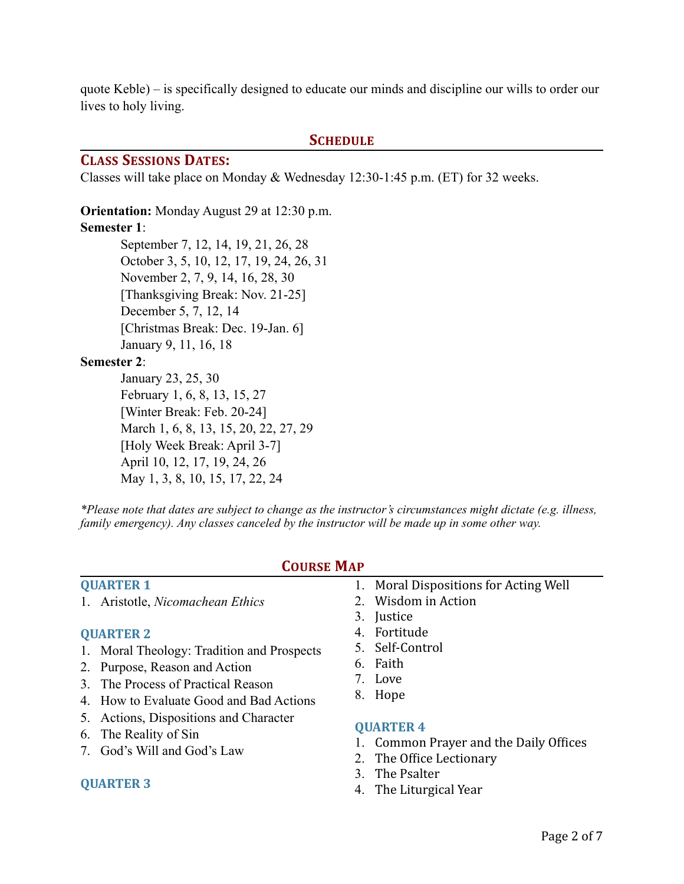quote Keble) – is specifically designed to educate our minds and discipline our wills to order our lives to holy living.

## Schedule

### Class Sessions Dates:

Classes will take place on Monday & Wednesday 12:30-1:45 p.m. (ET) for 32 weeks.

**Orientation:** Monday August 29 at 12:30 p.m.

**Semester 1**:

- September 7, 12, 14, 19, 21, 26, 28
- October 3, 5, 10, 12, 17, 19, 24, 26, 31
- November 2, 7, 9, 14, 16, 28, 30
- [Thanksgiving Break: Nov. 21-25]
- December 5, 7, 12, 14
- [Christmas Break: Dec. 19-Jan. 6]
- January 9, 11, 16, 18

**Semester 2**:

- January 23, 25, 30
- February 1, 6, 8, 13, 15, 27
- [Winter Break: Feb. 20-24]
- March 1, 6, 8, 13, 15, 20, 22, 27, 29
- [Holy Week Break: April 3-7]
- April 10, 12, 17, 19, 24, 26
- May 1, 3, 8, 10, 15, 17, 22, 24

*\*Please note that dates are subject to change as the instructor's circumstances might dictate (e.g. illness, family emergency). Any classes canceled by the instructor will be made up in some other way.*

## Course Map

### Quarter 1

1. Aristotle, *Nicomachean Ethics*

### Quarter 2

1. Moral Theology: Tradition and Prospects
2. Purpose, Reason and Action
3. The Process of Practical Reason
4. How to Evaluate Good and Bad Actions
5. Actions, Dispositions and Character
6. The Reality of Sin
7. God's Will and God's Law

### Quarter 3

1. Moral Dispositions for Acting Well
2. Wisdom in Action
3. Justice
4. Fortitude
5. Self-Control
6. Faith
7. Love
8. Hope

### Quarter 4

1. Common Prayer and the Daily Offices
2. The Office Lectionary
3. The Psalter
4. The Liturgical Year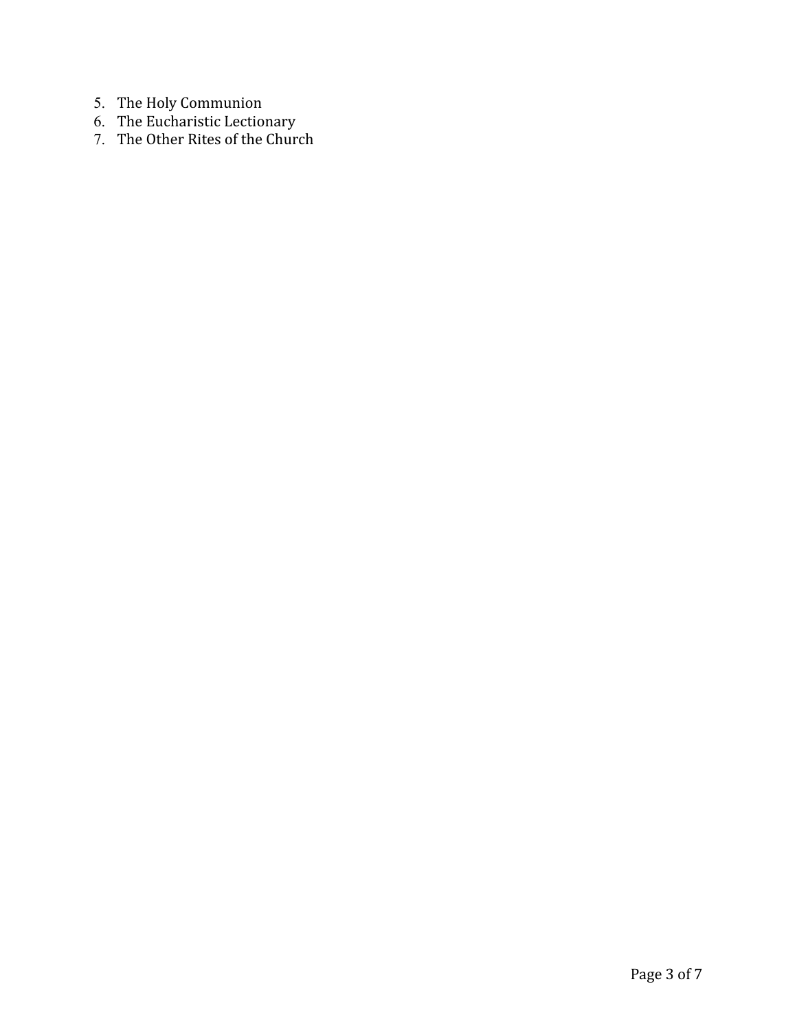5. The Holy Communion
6. The Eucharistic Lectionary
7. The Other Rites of the Church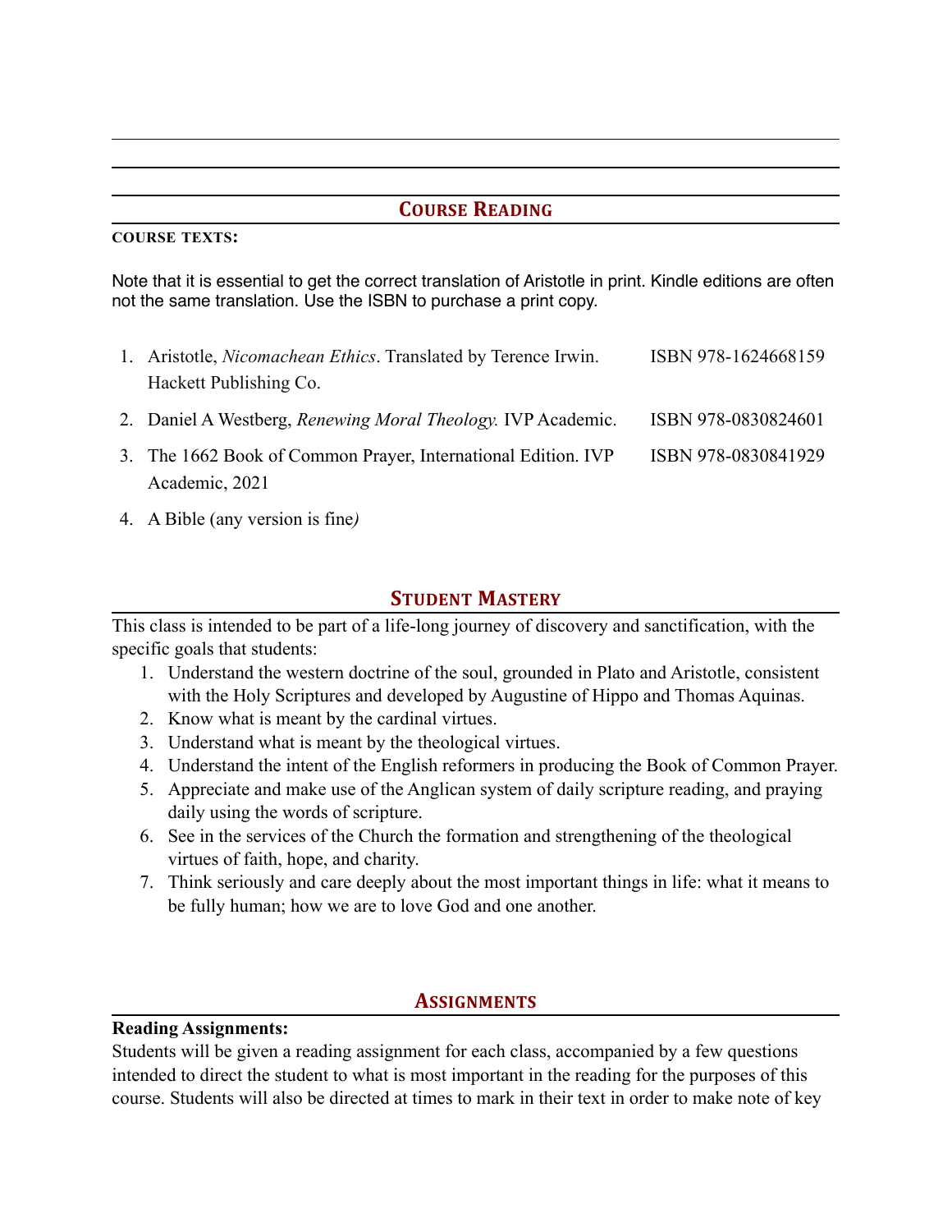## Course Reading

**COURSE TEXTS:**

Note that it is essential to get the correct translation of Aristotle in print. Kindle editions are often not the same translation. Use the ISBN to purchase a print copy.

1. Aristotle, *Nicomachean Ethics*. Translated by Terence Irwin. Hackett Publishing Co. — ISBN 978-1624668159
2. Daniel A Westberg, *Renewing Moral Theology.* IVP Academic. — ISBN 978-0830824601
3. The 1662 Book of Common Prayer, International Edition. IVP Academic, 2021 — ISBN 978-0830841929
4. A Bible (any version is fine*)*

## Student Mastery

This class is intended to be part of a life-long journey of discovery and sanctification, with the specific goals that students:

1. Understand the western doctrine of the soul, grounded in Plato and Aristotle, consistent with the Holy Scriptures and developed by Augustine of Hippo and Thomas Aquinas.
2. Know what is meant by the cardinal virtues.
3. Understand what is meant by the theological virtues.
4. Understand the intent of the English reformers in producing the Book of Common Prayer.
5. Appreciate and make use of the Anglican system of daily scripture reading, and praying daily using the words of scripture.
6. See in the services of the Church the formation and strengthening of the theological virtues of faith, hope, and charity.
7. Think seriously and care deeply about the most important things in life: what it means to be fully human; how we are to love God and one another.

## Assignments

**Reading Assignments:**

Students will be given a reading assignment for each class, accompanied by a few questions intended to direct the student to what is most important in the reading for the purposes of this course. Students will also be directed at times to mark in their text in order to make note of key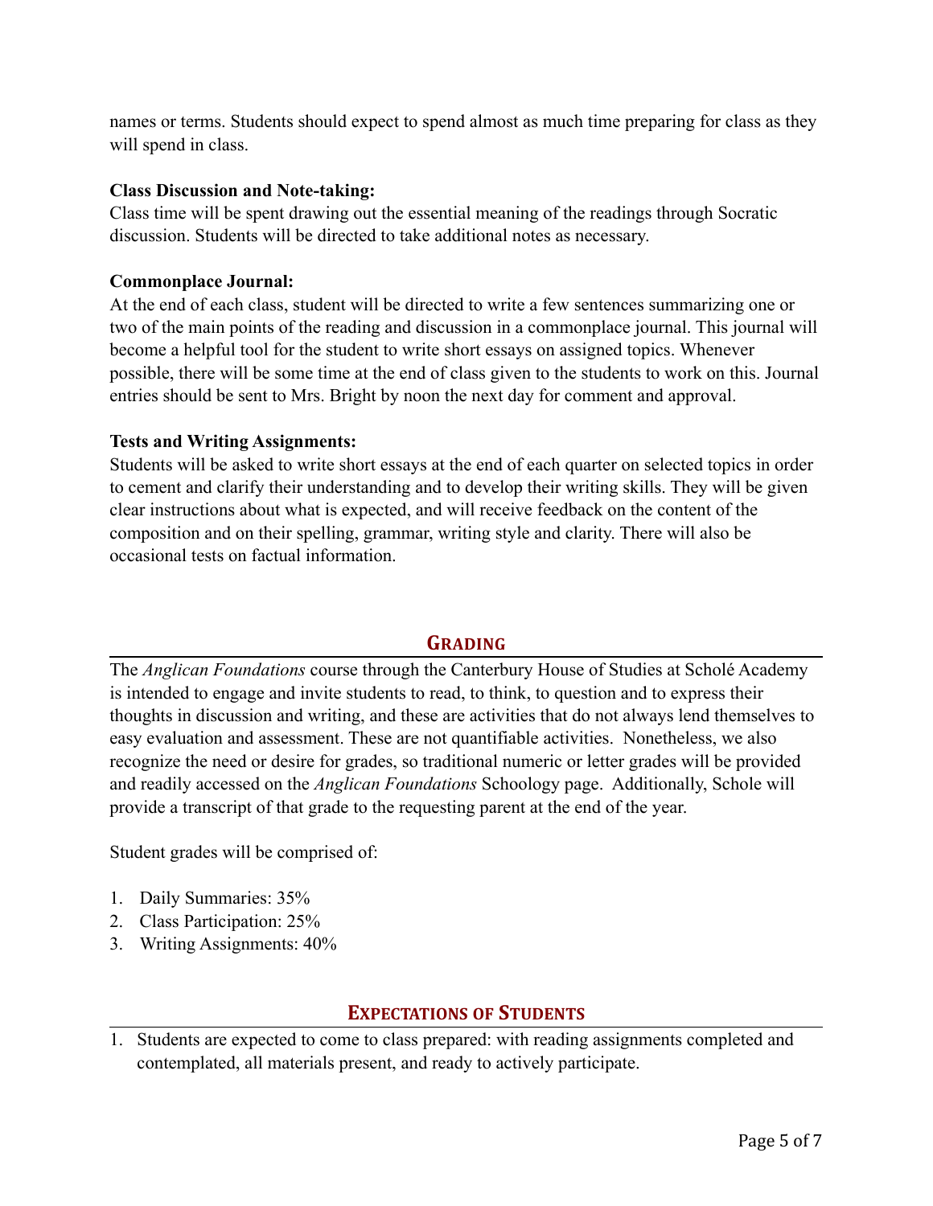names or terms. Students should expect to spend almost as much time preparing for class as they will spend in class.

**Class Discussion and Note-taking:**
Class time will be spent drawing out the essential meaning of the readings through Socratic discussion. Students will be directed to take additional notes as necessary.

**Commonplace Journal:**
At the end of each class, student will be directed to write a few sentences summarizing one or two of the main points of the reading and discussion in a commonplace journal. This journal will become a helpful tool for the student to write short essays on assigned topics. Whenever possible, there will be some time at the end of class given to the students to work on this. Journal entries should be sent to Mrs. Bright by noon the next day for comment and approval.

**Tests and Writing Assignments:**
Students will be asked to write short essays at the end of each quarter on selected topics in order to cement and clarify their understanding and to develop their writing skills. They will be given clear instructions about what is expected, and will receive feedback on the content of the composition and on their spelling, grammar, writing style and clarity. There will also be occasional tests on factual information.

## Grading

The *Anglican Foundations* course through the Canterbury House of Studies at Scholé Academy is intended to engage and invite students to read, to think, to question and to express their thoughts in discussion and writing, and these are activities that do not always lend themselves to easy evaluation and assessment. These are not quantifiable activities. Nonetheless, we also recognize the need or desire for grades, so traditional numeric or letter grades will be provided and readily accessed on the *Anglican Foundations* Schoology page. Additionally, Schole will provide a transcript of that grade to the requesting parent at the end of the year.

Student grades will be comprised of:

1. Daily Summaries: 35%
2. Class Participation: 25%
3. Writing Assignments: 40%

## Expectations of Students

1. Students are expected to come to class prepared: with reading assignments completed and contemplated, all materials present, and ready to actively participate.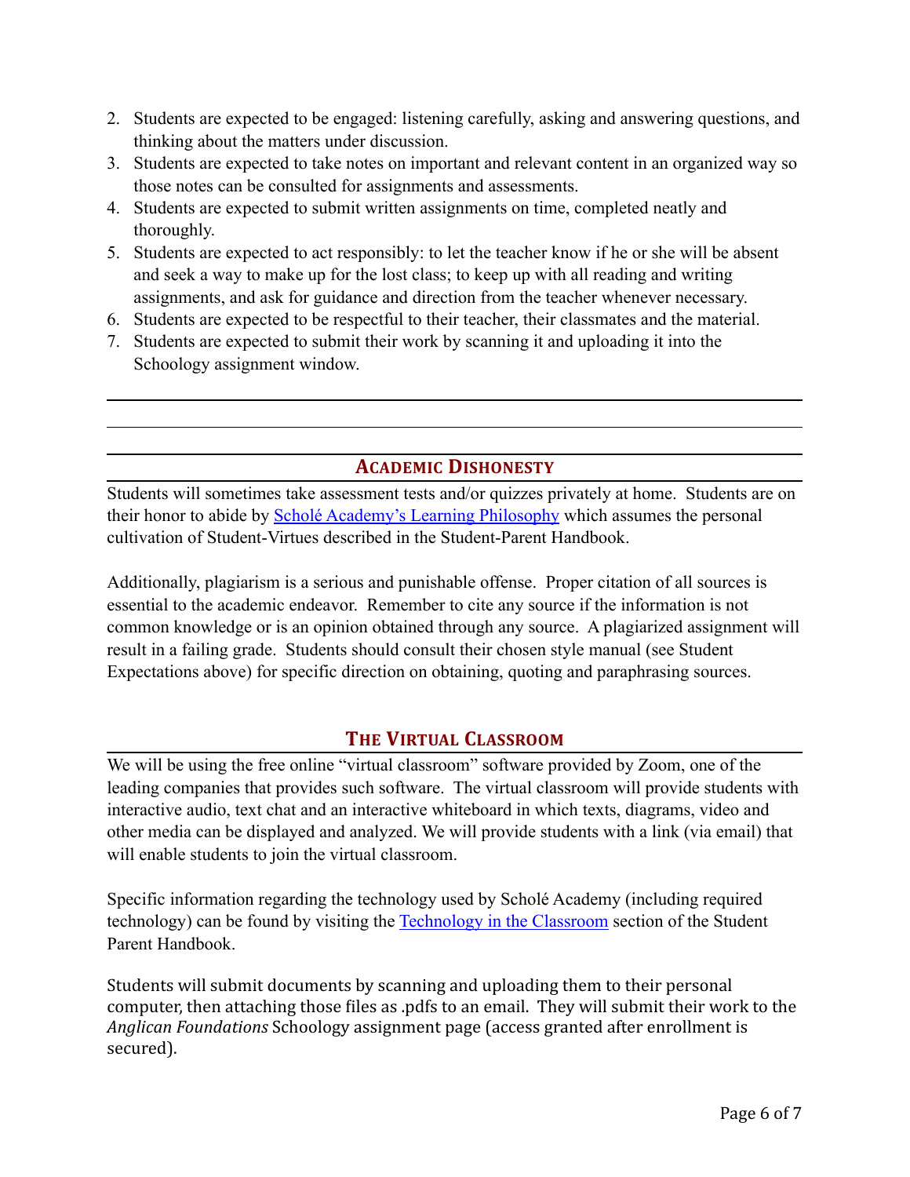2. Students are expected to be engaged: listening carefully, asking and answering questions, and thinking about the matters under discussion.
3. Students are expected to take notes on important and relevant content in an organized way so those notes can be consulted for assignments and assessments.
4. Students are expected to submit written assignments on time, completed neatly and thoroughly.
5. Students are expected to act responsibly: to let the teacher know if he or she will be absent and seek a way to make up for the lost class; to keep up with all reading and writing assignments, and ask for guidance and direction from the teacher whenever necessary.
6. Students are expected to be respectful to their teacher, their classmates and the material.
7. Students are expected to submit their work by scanning it and uploading it into the Schoology assignment window.

---

## Academic Dishonesty

Students will sometimes take assessment tests and/or quizzes privately at home. Students are on their honor to abide by Scholé Academy's Learning Philosophy which assumes the personal cultivation of Student-Virtues described in the Student-Parent Handbook.

Additionally, plagiarism is a serious and punishable offense. Proper citation of all sources is essential to the academic endeavor. Remember to cite any source if the information is not common knowledge or is an opinion obtained through any source. A plagiarized assignment will result in a failing grade. Students should consult their chosen style manual (see Student Expectations above) for specific direction on obtaining, quoting and paraphrasing sources.

## The Virtual Classroom

We will be using the free online "virtual classroom" software provided by Zoom, one of the leading companies that provides such software. The virtual classroom will provide students with interactive audio, text chat and an interactive whiteboard in which texts, diagrams, video and other media can be displayed and analyzed. We will provide students with a link (via email) that will enable students to join the virtual classroom.

Specific information regarding the technology used by Scholé Academy (including required technology) can be found by visiting the Technology in the Classroom section of the Student Parent Handbook.

Students will submit documents by scanning and uploading them to their personal computer, then attaching those files as .pdfs to an email. They will submit their work to the *Anglican Foundations* Schoology assignment page (access granted after enrollment is secured).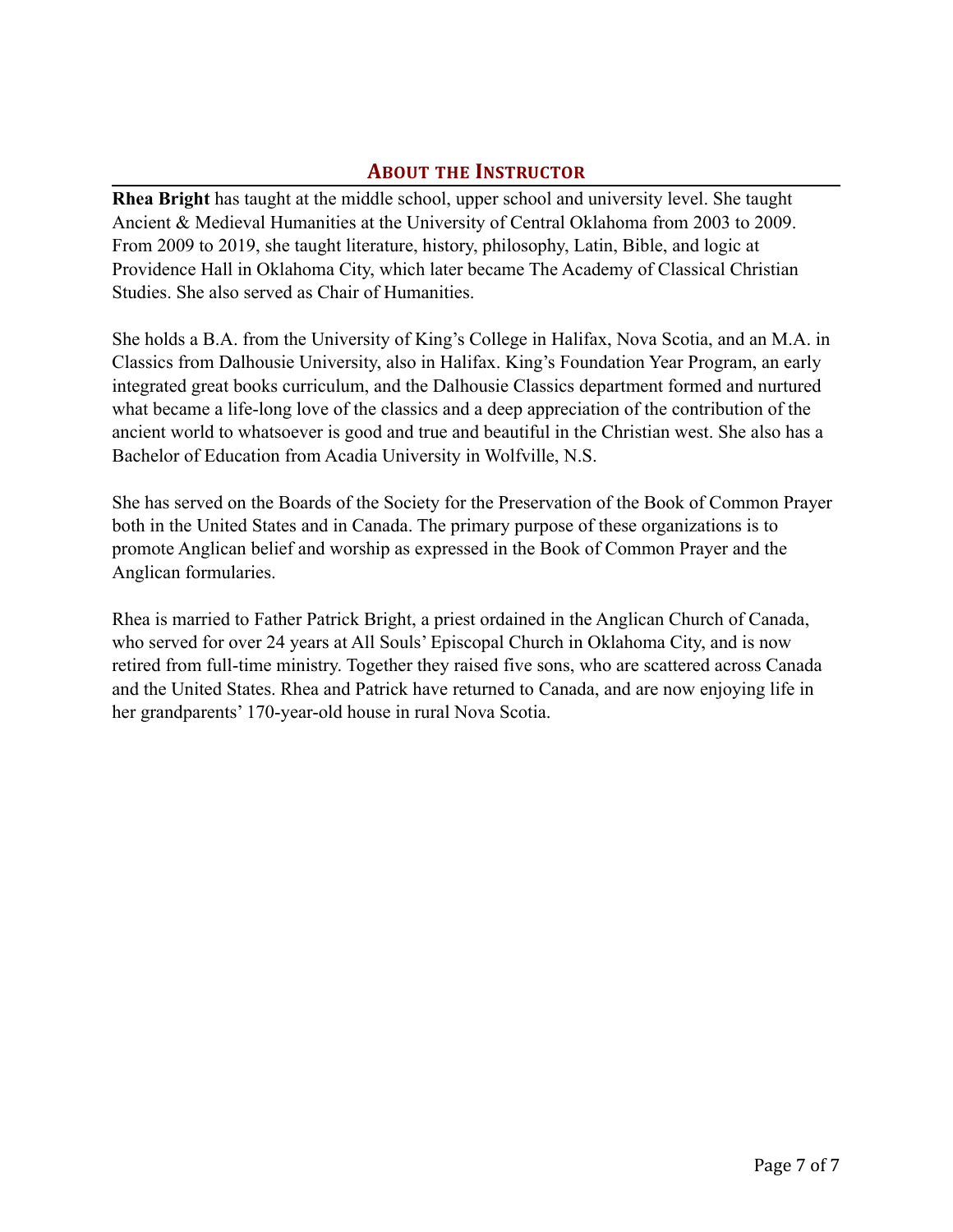## About the Instructor

**Rhea Bright** has taught at the middle school, upper school and university level. She taught Ancient & Medieval Humanities at the University of Central Oklahoma from 2003 to 2009. From 2009 to 2019, she taught literature, history, philosophy, Latin, Bible, and logic at Providence Hall in Oklahoma City, which later became The Academy of Classical Christian Studies. She also served as Chair of Humanities.

She holds a B.A. from the University of King's College in Halifax, Nova Scotia, and an M.A. in Classics from Dalhousie University, also in Halifax. King's Foundation Year Program, an early integrated great books curriculum, and the Dalhousie Classics department formed and nurtured what became a life-long love of the classics and a deep appreciation of the contribution of the ancient world to whatsoever is good and true and beautiful in the Christian west. She also has a Bachelor of Education from Acadia University in Wolfville, N.S.

She has served on the Boards of the Society for the Preservation of the Book of Common Prayer both in the United States and in Canada. The primary purpose of these organizations is to promote Anglican belief and worship as expressed in the Book of Common Prayer and the Anglican formularies.

Rhea is married to Father Patrick Bright, a priest ordained in the Anglican Church of Canada, who served for over 24 years at All Souls' Episcopal Church in Oklahoma City, and is now retired from full-time ministry. Together they raised five sons, who are scattered across Canada and the United States. Rhea and Patrick have returned to Canada, and are now enjoying life in her grandparents' 170-year-old house in rural Nova Scotia.